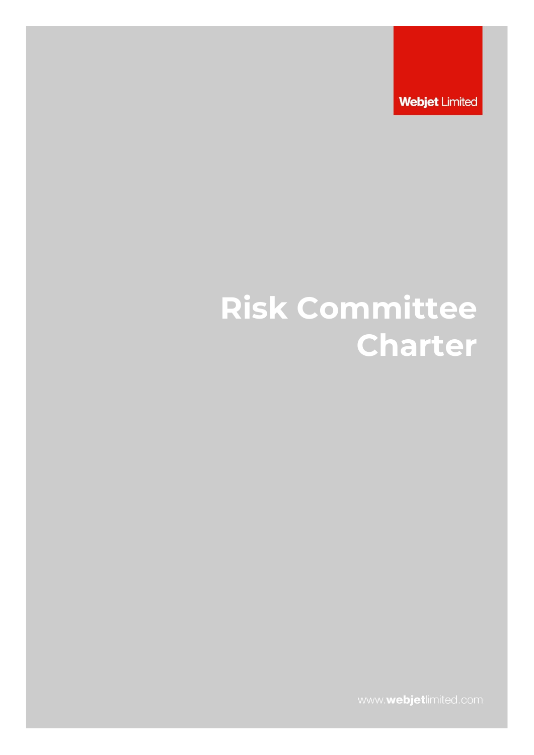Webjet Limited

# Risk Committee Charter

www.webjetlimited.com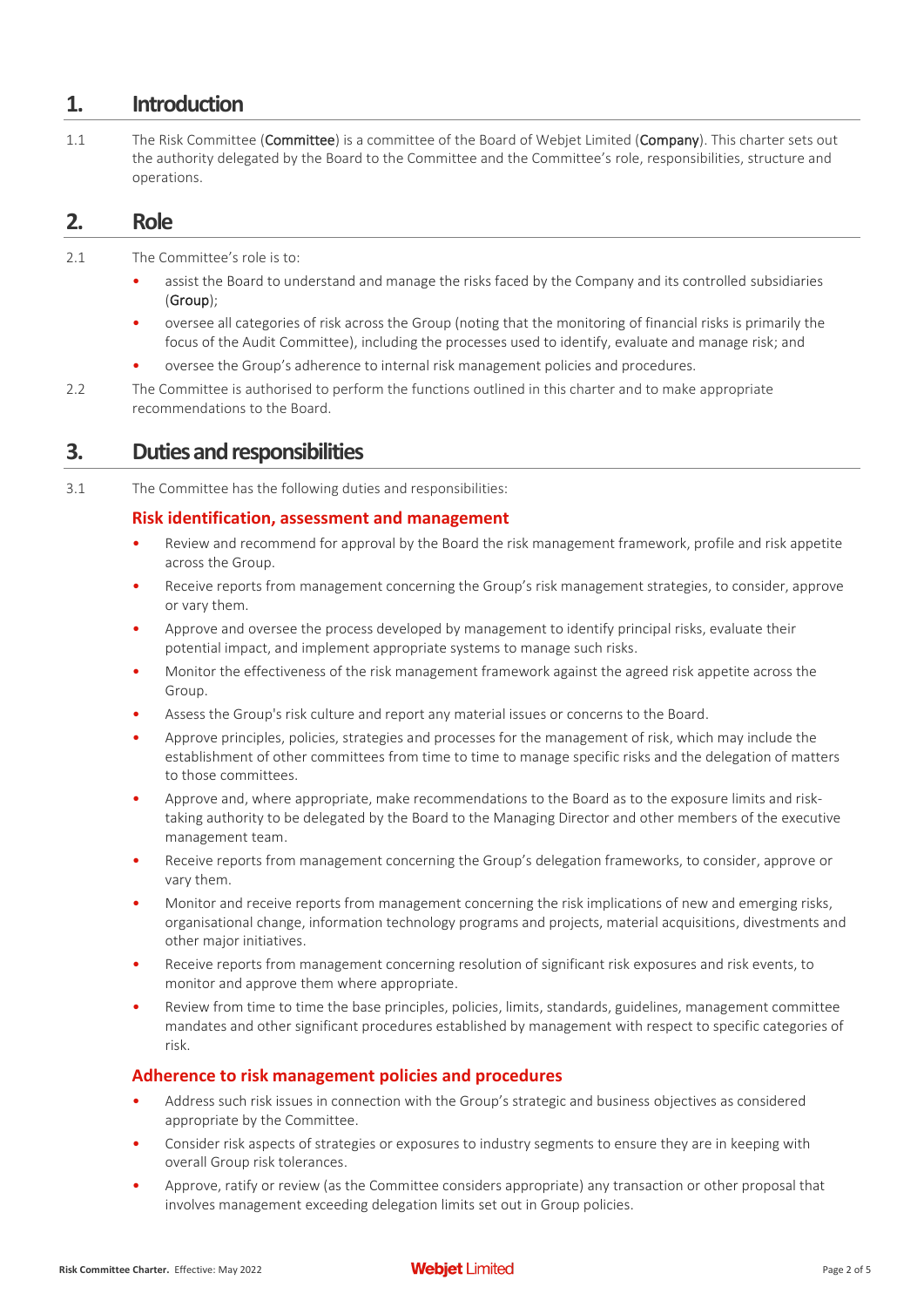## 1. Introduction

1.1 The Risk Committee (**Committee**) is a committee of the Board of Webjet Limited (**Company**). This charter sets out the authority delegated by the Board to the Committee and the Committee's role, responsibilities, structure and operations.

## 2. Role

2.1 The Committee's role is to:

- assist the Board to understand and manage the risks faced by the Company and its controlled subsidiaries (**Group**);
- oversee all categories of risk across the Group (noting that the monitoring of financial risks is primarily the focus of the Audit Committee), including the processes used to identify, evaluate and manage risk; and
- oversee the Group's adherence to internal risk management policies and procedures.

2.2 The Committee is authorised to perform the functions outlined in this charter and to make appropriate recommendations to the Board.

## 3. Duties and responsibilities

3.1 The Committee has the following duties and responsibilities:

### Risk identification, assessment and management

- Review and recommend for approval by the Board the risk management framework, profile and risk appetite across the Group.
- Receive reports from management concerning the Group's risk management strategies, to consider, approve or vary them.
- Approve and oversee the process developed by management to identify principal risks, evaluate their potential impact, and implement appropriate systems to manage such risks.
- Monitor the effectiveness of the risk management framework against the agreed risk appetite across the Group.
- Assess the Group's risk culture and report any material issues or concerns to the Board.
- Approve principles, policies, strategies and processes for the management of risk, which may include the establishment of other committees from time to time to manage specific risks and the delegation of matters to those committees.
- Approve and, where appropriate, make recommendations to the Board as to the exposure limits and risk-taking authority to be delegated by the Board to the Managing Director and other members of the executive management team.
- Receive reports from management concerning the Group's delegation frameworks, to consider, approve or vary them.
- Monitor and receive reports from management concerning the risk implications of new and emerging risks, organisational change, information technology programs and projects, material acquisitions, divestments and other major initiatives.
- Receive reports from management concerning resolution of significant risk exposures and risk events, to monitor and approve them where appropriate.
- Review from time to time the base principles, policies, limits, standards, guidelines, management committee mandates and other significant procedures established by management with respect to specific categories of risk.

### Adherence to risk management policies and procedures

- Address such risk issues in connection with the Group's strategic and business objectives as considered appropriate by the Committee.
- Consider risk aspects of strategies or exposures to industry segments to ensure they are in keeping with overall Group risk tolerances.
- Approve, ratify or review (as the Committee considers appropriate) any transaction or other proposal that involves management exceeding delegation limits set out in Group policies.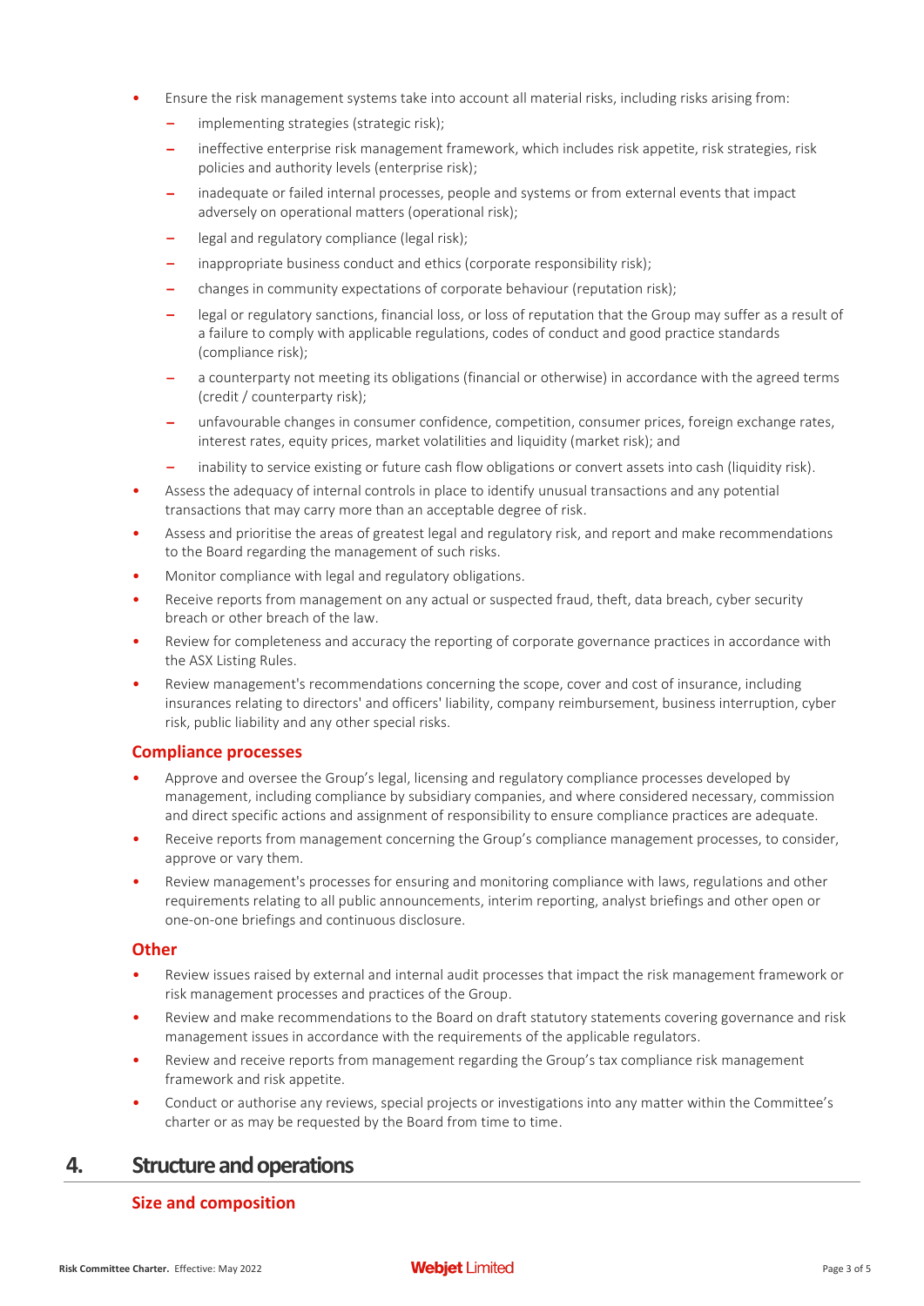- Ensure the risk management systems take into account all material risks, including risks arising from:
  - implementing strategies (strategic risk);
  - ineffective enterprise risk management framework, which includes risk appetite, risk strategies, risk policies and authority levels (enterprise risk);
  - inadequate or failed internal processes, people and systems or from external events that impact adversely on operational matters (operational risk);
  - legal and regulatory compliance (legal risk);
  - inappropriate business conduct and ethics (corporate responsibility risk);
  - changes in community expectations of corporate behaviour (reputation risk);
  - legal or regulatory sanctions, financial loss, or loss of reputation that the Group may suffer as a result of a failure to comply with applicable regulations, codes of conduct and good practice standards (compliance risk);
  - a counterparty not meeting its obligations (financial or otherwise) in accordance with the agreed terms (credit / counterparty risk);
  - unfavourable changes in consumer confidence, competition, consumer prices, foreign exchange rates, interest rates, equity prices, market volatilities and liquidity (market risk); and
  - inability to service existing or future cash flow obligations or convert assets into cash (liquidity risk).
- Assess the adequacy of internal controls in place to identify unusual transactions and any potential transactions that may carry more than an acceptable degree of risk.
- Assess and prioritise the areas of greatest legal and regulatory risk, and report and make recommendations to the Board regarding the management of such risks.
- Monitor compliance with legal and regulatory obligations.
- Receive reports from management on any actual or suspected fraud, theft, data breach, cyber security breach or other breach of the law.
- Review for completeness and accuracy the reporting of corporate governance practices in accordance with the ASX Listing Rules.
- Review management's recommendations concerning the scope, cover and cost of insurance, including insurances relating to directors' and officers' liability, company reimbursement, business interruption, cyber risk, public liability and any other special risks.

### Compliance processes

- Approve and oversee the Group's legal, licensing and regulatory compliance processes developed by management, including compliance by subsidiary companies, and where considered necessary, commission and direct specific actions and assignment of responsibility to ensure compliance practices are adequate.
- Receive reports from management concerning the Group's compliance management processes, to consider, approve or vary them.
- Review management's processes for ensuring and monitoring compliance with laws, regulations and other requirements relating to all public announcements, interim reporting, analyst briefings and other open or one-on-one briefings and continuous disclosure.

### Other

- Review issues raised by external and internal audit processes that impact the risk management framework or risk management processes and practices of the Group.
- Review and make recommendations to the Board on draft statutory statements covering governance and risk management issues in accordance with the requirements of the applicable regulators.
- Review and receive reports from management regarding the Group's tax compliance risk management framework and risk appetite.
- Conduct or authorise any reviews, special projects or investigations into any matter within the Committee's charter or as may be requested by the Board from time to time.

## 4. Structure and operations

### Size and composition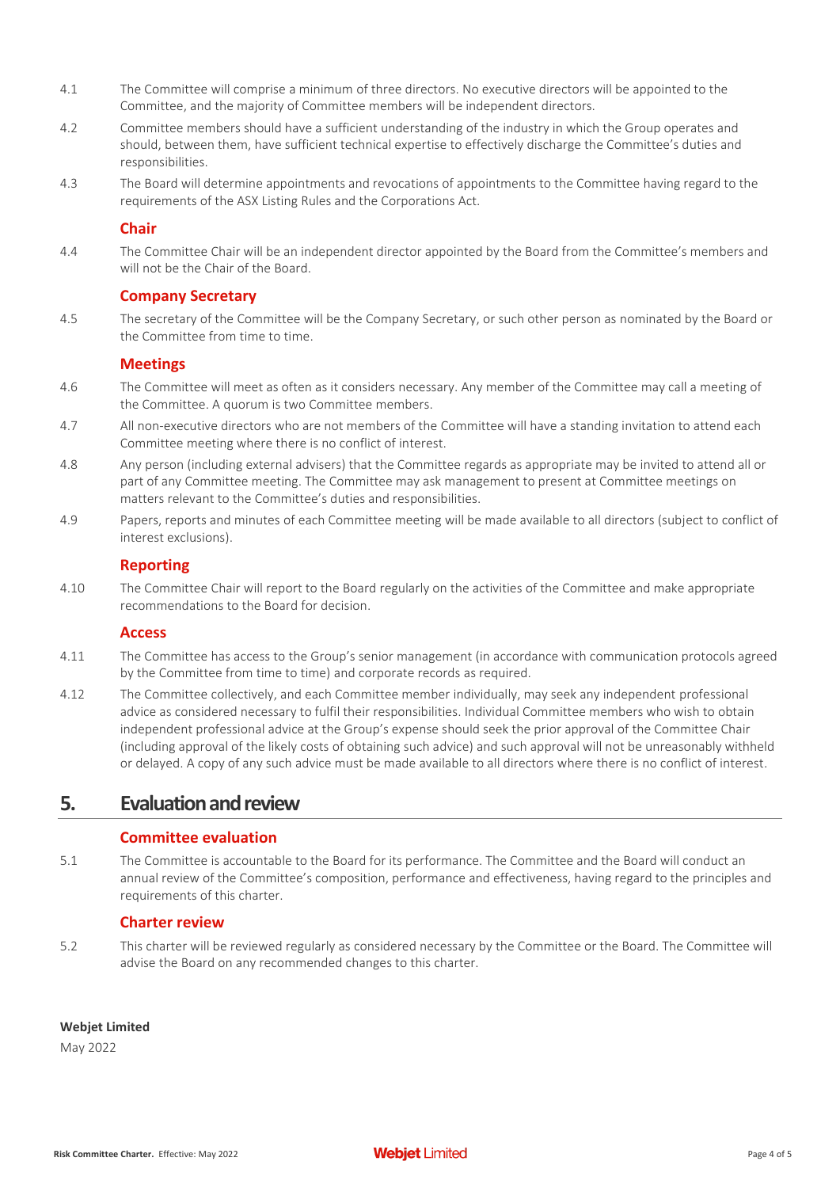4.1 The Committee will comprise a minimum of three directors. No executive directors will be appointed to the Committee, and the majority of Committee members will be independent directors.

4.2 Committee members should have a sufficient understanding of the industry in which the Group operates and should, between them, have sufficient technical expertise to effectively discharge the Committee's duties and responsibilities.

4.3 The Board will determine appointments and revocations of appointments to the Committee having regard to the requirements of the ASX Listing Rules and the Corporations Act.

### Chair

4.4 The Committee Chair will be an independent director appointed by the Board from the Committee's members and will not be the Chair of the Board.

### Company Secretary

4.5 The secretary of the Committee will be the Company Secretary, or such other person as nominated by the Board or the Committee from time to time.

### Meetings

4.6 The Committee will meet as often as it considers necessary. Any member of the Committee may call a meeting of the Committee. A quorum is two Committee members.

4.7 All non-executive directors who are not members of the Committee will have a standing invitation to attend each Committee meeting where there is no conflict of interest.

4.8 Any person (including external advisers) that the Committee regards as appropriate may be invited to attend all or part of any Committee meeting. The Committee may ask management to present at Committee meetings on matters relevant to the Committee's duties and responsibilities.

4.9 Papers, reports and minutes of each Committee meeting will be made available to all directors (subject to conflict of interest exclusions).

### Reporting

4.10 The Committee Chair will report to the Board regularly on the activities of the Committee and make appropriate recommendations to the Board for decision.

### Access

4.11 The Committee has access to the Group's senior management (in accordance with communication protocols agreed by the Committee from time to time) and corporate records as required.

4.12 The Committee collectively, and each Committee member individually, may seek any independent professional advice as considered necessary to fulfil their responsibilities. Individual Committee members who wish to obtain independent professional advice at the Group's expense should seek the prior approval of the Committee Chair (including approval of the likely costs of obtaining such advice) and such approval will not be unreasonably withheld or delayed. A copy of any such advice must be made available to all directors where there is no conflict of interest.

## 5. Evaluation and review

### Committee evaluation

5.1 The Committee is accountable to the Board for its performance. The Committee and the Board will conduct an annual review of the Committee's composition, performance and effectiveness, having regard to the principles and requirements of this charter.

### Charter review

5.2 This charter will be reviewed regularly as considered necessary by the Committee or the Board. The Committee will advise the Board on any recommended changes to this charter.

**Webjet Limited**

May 2022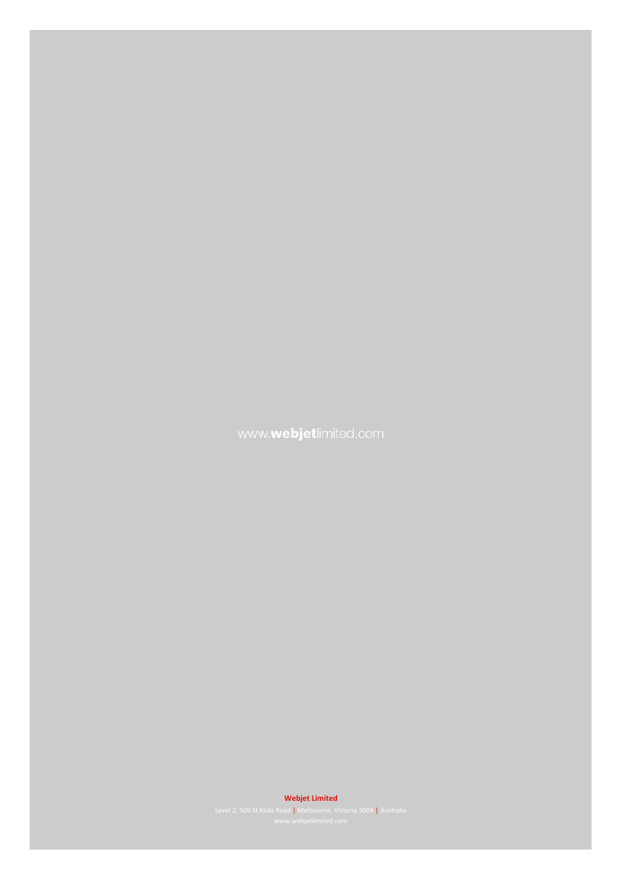www.webjetlimited.com

**Webjet Limited**

Level 2, 509 St Kilda Road | Melbourne, Victoria 3004 | Australia

www.webjetlimited.com